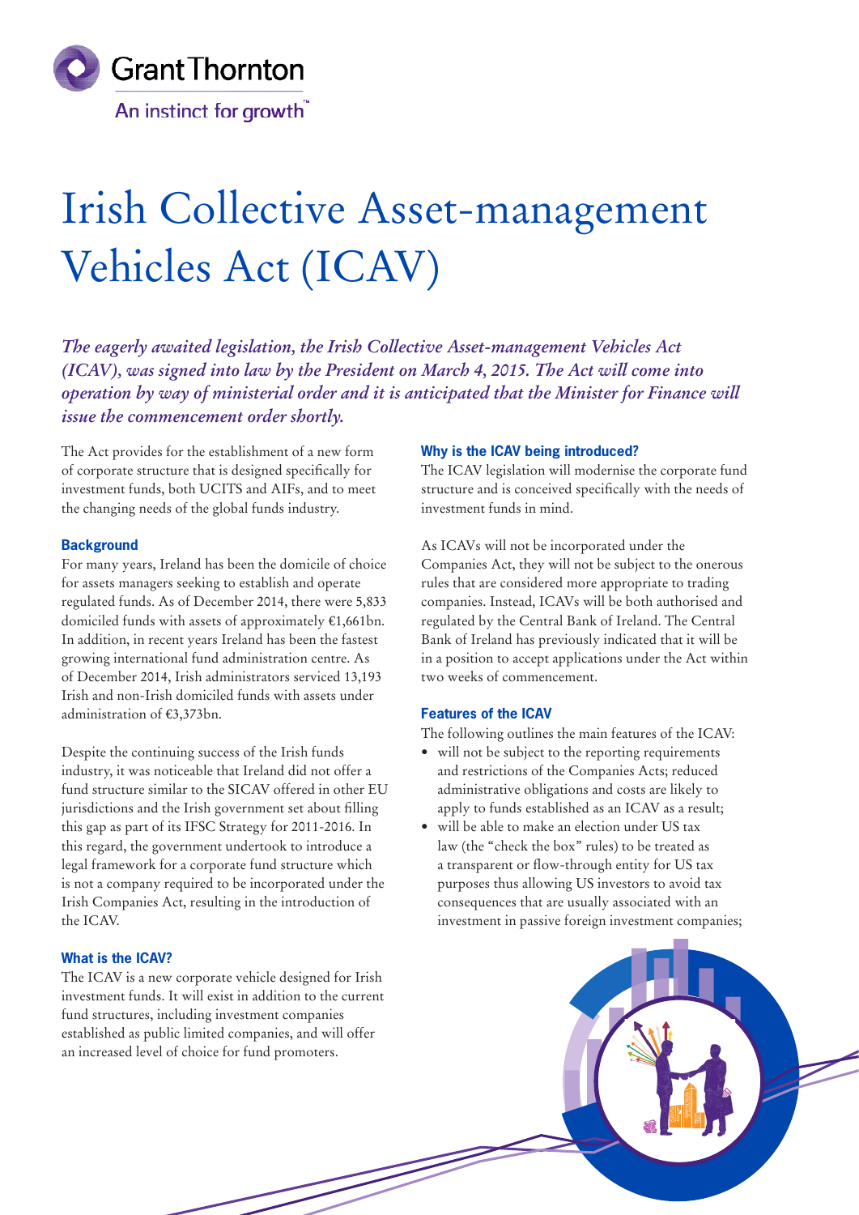# Irish Collective Asset-management Vehicles Act (ICAV)

*The eagerly awaited legislation, the Irish Collective Asset-management Vehicles Act (ICAV), was signed into law by the President on March 4, 2015. The Act will come into operation by way of ministerial order and it is anticipated that the Minister for Finance will issue the commencement order shortly.*

The Act provides for the establishment of a new form of corporate structure that is designed specifically for investment funds, both UCITS and AIFs, and to meet the changing needs of the global funds industry.

### Background

For many years, Ireland has been the domicile of choice for assets managers seeking to establish and operate regulated funds. As of December 2014, there were 5,833 domiciled funds with assets of approximately €1,661bn. In addition, in recent years Ireland has been the fastest growing international fund administration centre. As of December 2014, Irish administrators serviced 13,193 Irish and non-Irish domiciled funds with assets under administration of €3,373bn.

Despite the continuing success of the Irish funds industry, it was noticeable that Ireland did not offer a fund structure similar to the SICAV offered in other EU jurisdictions and the Irish government set about filling this gap as part of its IFSC Strategy for 2011-2016. In this regard, the government undertook to introduce a legal framework for a corporate fund structure which is not a company required to be incorporated under the Irish Companies Act, resulting in the introduction of the ICAV.

### What is the ICAV?

The ICAV is a new corporate vehicle designed for Irish investment funds. It will exist in addition to the current fund structures, including investment companies established as public limited companies, and will offer an increased level of choice for fund promoters.

### Why is the ICAV being introduced?

The ICAV legislation will modernise the corporate fund structure and is conceived specifically with the needs of investment funds in mind.

As ICAVs will not be incorporated under the Companies Act, they will not be subject to the onerous rules that are considered more appropriate to trading companies. Instead, ICAVs will be both authorised and regulated by the Central Bank of Ireland. The Central Bank of Ireland has previously indicated that it will be in a position to accept applications under the Act within two weeks of commencement.

### Features of the ICAV

The following outlines the main features of the ICAV:

- will not be subject to the reporting requirements and restrictions of the Companies Acts; reduced administrative obligations and costs are likely to apply to funds established as an ICAV as a result;
- will be able to make an election under US tax law (the "check the box" rules) to be treated as a transparent or flow-through entity for US tax purposes thus allowing US investors to avoid tax consequences that are usually associated with an investment in passive foreign investment companies;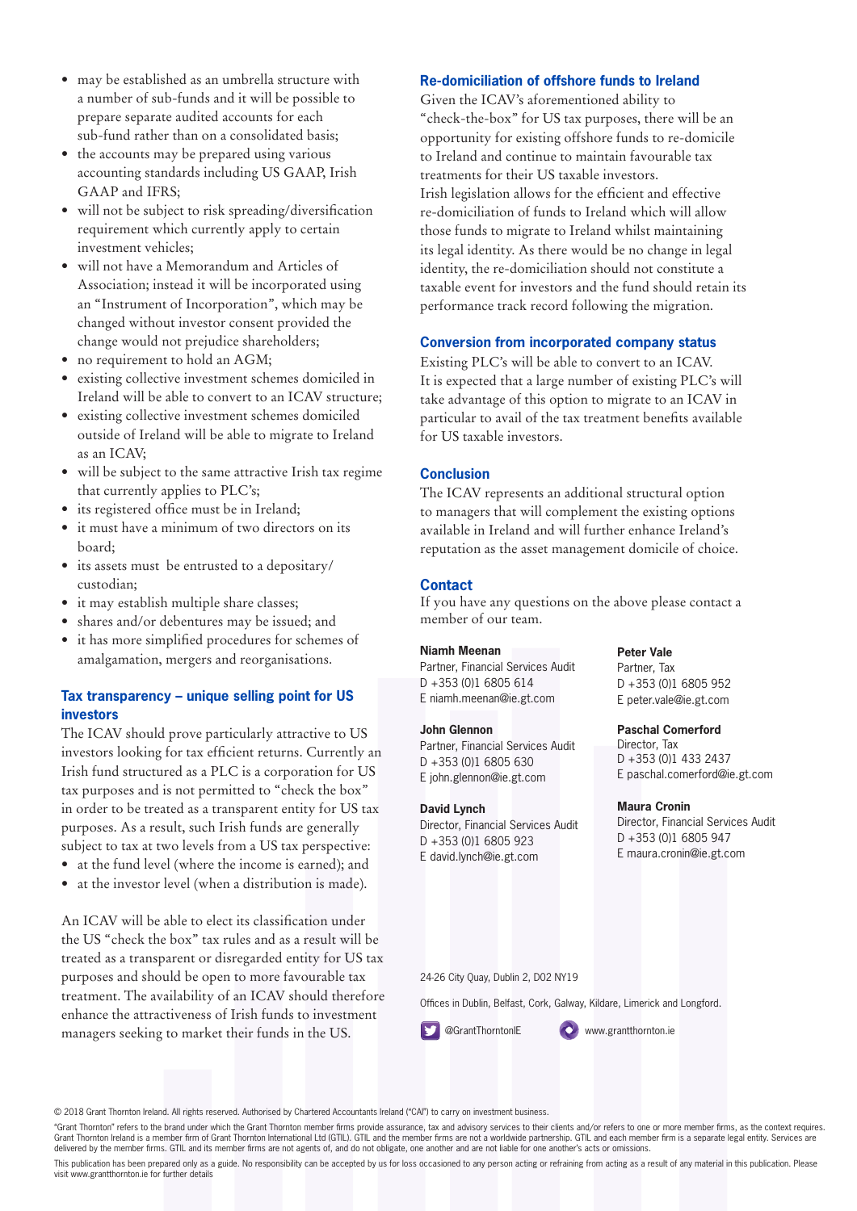- may be established as an umbrella structure with a number of sub-funds and it will be possible to prepare separate audited accounts for each sub-fund rather than on a consolidated basis;
- the accounts may be prepared using various accounting standards including US GAAP, Irish GAAP and IFRS;
- will not be subject to risk spreading/diversification requirement which currently apply to certain investment vehicles;
- will not have a Memorandum and Articles of Association; instead it will be incorporated using an "Instrument of Incorporation", which may be changed without investor consent provided the change would not prejudice shareholders;
- no requirement to hold an AGM;
- existing collective investment schemes domiciled in Ireland will be able to convert to an ICAV structure;
- existing collective investment schemes domiciled outside of Ireland will be able to migrate to Ireland as an ICAV;
- will be subject to the same attractive Irish tax regime that currently applies to PLC's;
- its registered office must be in Ireland;
- it must have a minimum of two directors on its board;
- its assets must be entrusted to a depositary/custodian;
- it may establish multiple share classes;
- shares and/or debentures may be issued; and
- it has more simplified procedures for schemes of amalgamation, mergers and reorganisations.

## Tax transparency – unique selling point for US investors

The ICAV should prove particularly attractive to US investors looking for tax efficient returns. Currently an Irish fund structured as a PLC is a corporation for US tax purposes and is not permitted to "check the box" in order to be treated as a transparent entity for US tax purposes. As a result, such Irish funds are generally subject to tax at two levels from a US tax perspective:

- at the fund level (where the income is earned); and
- at the investor level (when a distribution is made).

An ICAV will be able to elect its classification under the US "check the box" tax rules and as a result will be treated as a transparent or disregarded entity for US tax purposes and should be open to more favourable tax treatment. The availability of an ICAV should therefore enhance the attractiveness of Irish funds to investment managers seeking to market their funds in the US.

## Re-domiciliation of offshore funds to Ireland

Given the ICAV's aforementioned ability to "check-the-box" for US tax purposes, there will be an opportunity for existing offshore funds to re-domicile to Ireland and continue to maintain favourable tax treatments for their US taxable investors.
Irish legislation allows for the efficient and effective re-domiciliation of funds to Ireland which will allow those funds to migrate to Ireland whilst maintaining its legal identity. As there would be no change in legal identity, the re-domiciliation should not constitute a taxable event for investors and the fund should retain its performance track record following the migration.

## Conversion from incorporated company status

Existing PLC's will be able to convert to an ICAV. It is expected that a large number of existing PLC's will take advantage of this option to migrate to an ICAV in particular to avail of the tax treatment benefits available for US taxable investors.

## Conclusion

The ICAV represents an additional structural option to managers that will complement the existing options available in Ireland and will further enhance Ireland's reputation as the asset management domicile of choice.

## Contact

If you have any questions on the above please contact a member of our team.

**Niamh Meenan**
Partner, Financial Services Audit
D +353 (0)1 6805 614
E niamh.meenan@ie.gt.com

**John Glennon**
Partner, Financial Services Audit
D +353 (0)1 6805 630
E john.glennon@ie.gt.com

**David Lynch**
Director, Financial Services Audit
D +353 (0)1 6805 923
E david.lynch@ie.gt.com

**Peter Vale**
Partner, Tax
D +353 (0)1 6805 952
E peter.vale@ie.gt.com

**Paschal Comerford**
Director, Tax
D +353 (0)1 433 2437
E paschal.comerford@ie.gt.com

**Maura Cronin**
Director, Financial Services Audit
D +353 (0)1 6805 947
E maura.cronin@ie.gt.com

24-26 City Quay, Dublin 2, D02 NY19

Offices in Dublin, Belfast, Cork, Galway, Kildare, Limerick and Longford.

@GrantThorntonIE www.grantthornton.ie

© 2018 Grant Thornton Ireland. All rights reserved. Authorised by Chartered Accountants Ireland ("CAI") to carry on investment business.

"Grant Thornton" refers to the brand under which the Grant Thornton member firms provide assurance, tax and advisory services to their clients and/or refers to one or more member firms, as the context requires. Grant Thornton Ireland is a member firm of Grant Thornton International Ltd (GTIL). GTIL and the member firms are not a worldwide partnership. GTIL and each member firm is a separate legal entity. Services are delivered by the member firms. GTIL and its member firms are not agents of, and do not obligate, one another and are not liable for one another's acts or omissions.

This publication has been prepared only as a guide. No responsibility can be accepted by us for loss occasioned to any person acting or refraining from acting as a result of any material in this publication. Please visit www.grantthornton.ie for further details